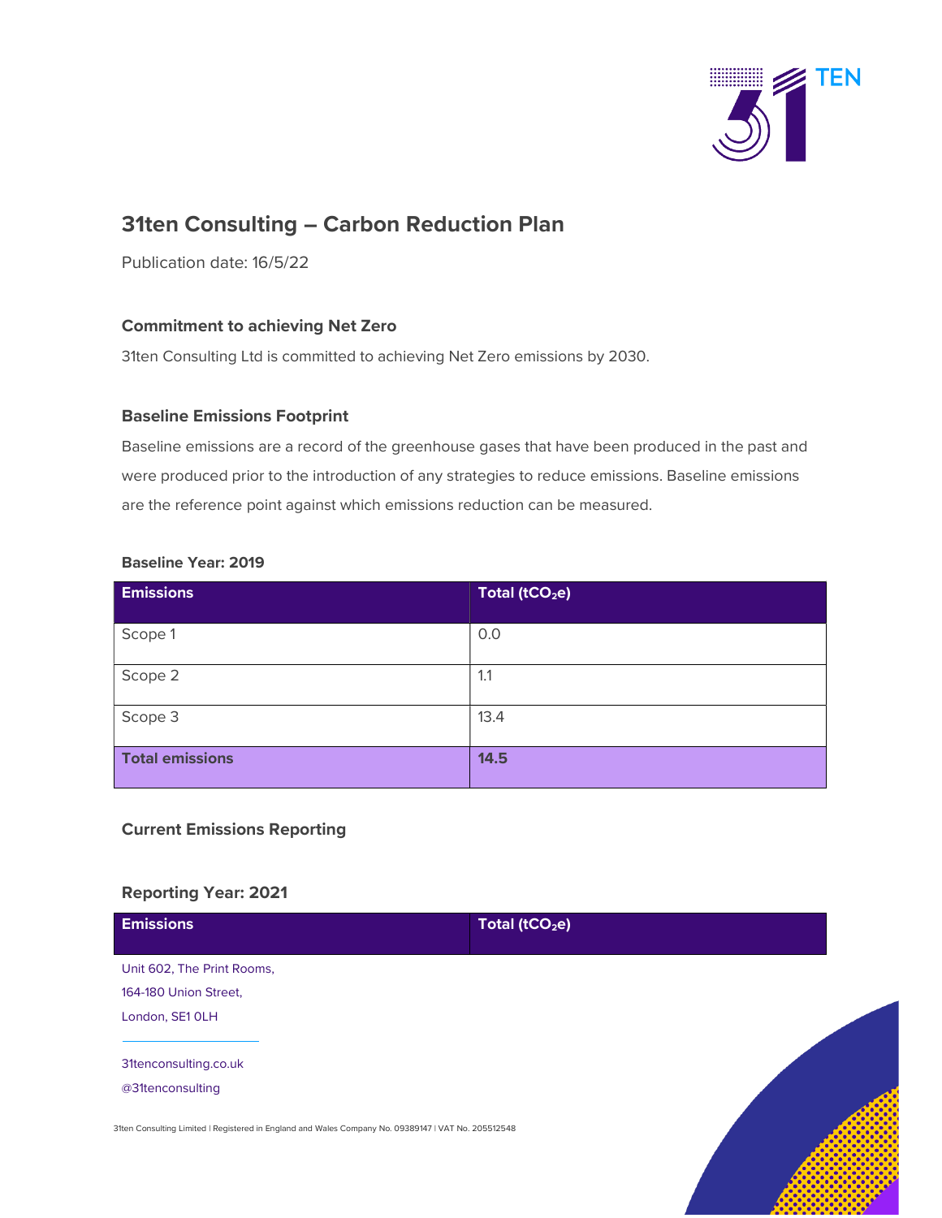# 31ten Consulting – Carbon Reduction Plan

Publication date: 16/5/22

## Commitment to achieving Net Zero

31ten Consulting Ltd is committed to achieving Net Zero emissions by 2030.

## Baseline Emissions Footprint

Baseline emissions are a record of the greenhouse gases that have been produced in the past and were produced prior to the introduction of any strategies to reduce emissions. Baseline emissions are the reference point against which emissions reduction can be measured.

### Baseline Year: 2019

| Emissions | Total ($tCO_2e$) |
| --- | --- |
| Scope 1 | 0.0 |
| Scope 2 | 1.1 |
| Scope 3 | 13.4 |
| **Total emissions** | **14.5** |

## Current Emissions Reporting

### Reporting Year: 2021

| Emissions | Total ($tCO_2e$) |
| --- | --- |

Unit 602, The Print Rooms,
164-180 Union Street,
London, SE1 0LH

31tenconsulting.co.uk
@31tenconsulting

31ten Consulting Limited | Registered in England and Wales Company No. 09389147 | VAT No. 205512548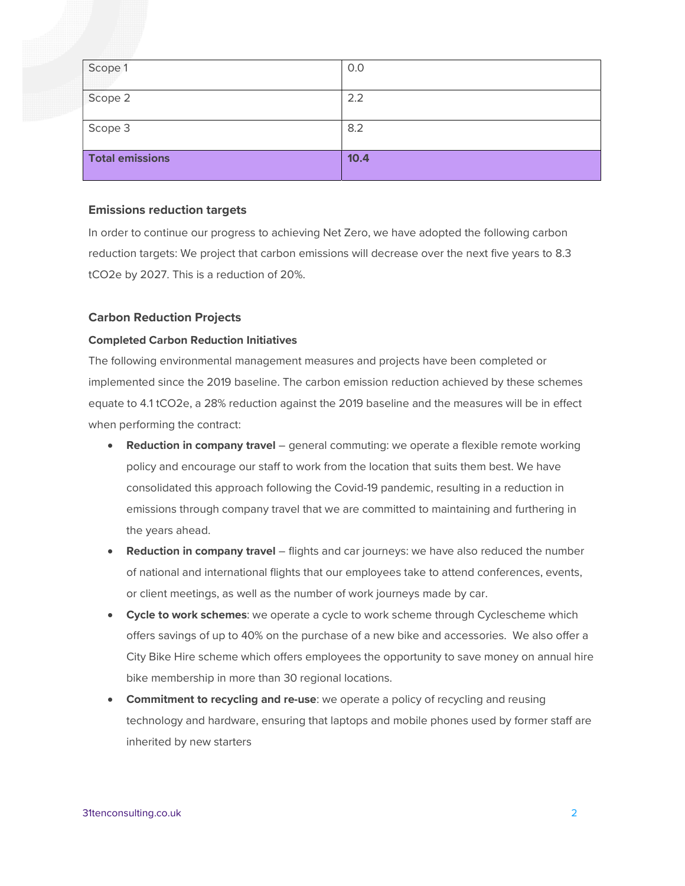| Scope 1 | 0.0 |
|---|---|
| Scope 2 | 2.2 |
| Scope 3 | 8.2 |
| **Total emissions** | **10.4** |

### Emissions reduction targets

In order to continue our progress to achieving Net Zero, we have adopted the following carbon reduction targets: We project that carbon emissions will decrease over the next five years to 8.3 tCO2e by 2027. This is a reduction of 20%.

### Carbon Reduction Projects

#### Completed Carbon Reduction Initiatives

The following environmental management measures and projects have been completed or implemented since the 2019 baseline. The carbon emission reduction achieved by these schemes equate to 4.1 tCO2e, a 28% reduction against the 2019 baseline and the measures will be in effect when performing the contract:

- **Reduction in company travel** – general commuting: we operate a flexible remote working policy and encourage our staff to work from the location that suits them best. We have consolidated this approach following the Covid-19 pandemic, resulting in a reduction in emissions through company travel that we are committed to maintaining and furthering in the years ahead.
- **Reduction in company travel** – flights and car journeys: we have also reduced the number of national and international flights that our employees take to attend conferences, events, or client meetings, as well as the number of work journeys made by car.
- **Cycle to work schemes**: we operate a cycle to work scheme through Cyclescheme which offers savings of up to 40% on the purchase of a new bike and accessories. We also offer a City Bike Hire scheme which offers employees the opportunity to save money on annual hire bike membership in more than 30 regional locations.
- **Commitment to recycling and re-use**: we operate a policy of recycling and reusing technology and hardware, ensuring that laptops and mobile phones used by former staff are inherited by new starters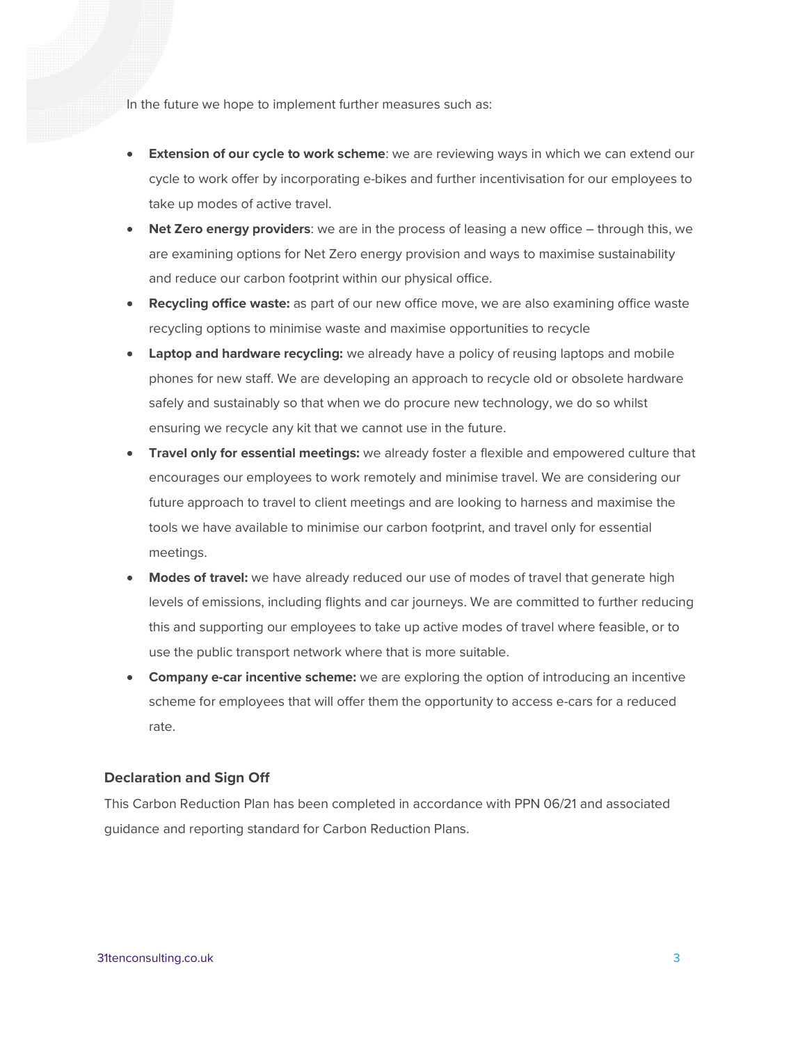In the future we hope to implement further measures such as:

- **Extension of our cycle to work scheme**: we are reviewing ways in which we can extend our cycle to work offer by incorporating e-bikes and further incentivisation for our employees to take up modes of active travel.
- **Net Zero energy providers**: we are in the process of leasing a new office – through this, we are examining options for Net Zero energy provision and ways to maximise sustainability and reduce our carbon footprint within our physical office.
- **Recycling office waste:** as part of our new office move, we are also examining office waste recycling options to minimise waste and maximise opportunities to recycle
- **Laptop and hardware recycling:** we already have a policy of reusing laptops and mobile phones for new staff. We are developing an approach to recycle old or obsolete hardware safely and sustainably so that when we do procure new technology, we do so whilst ensuring we recycle any kit that we cannot use in the future.
- **Travel only for essential meetings:** we already foster a flexible and empowered culture that encourages our employees to work remotely and minimise travel. We are considering our future approach to travel to client meetings and are looking to harness and maximise the tools we have available to minimise our carbon footprint, and travel only for essential meetings.
- **Modes of travel:** we have already reduced our use of modes of travel that generate high levels of emissions, including flights and car journeys. We are committed to further reducing this and supporting our employees to take up active modes of travel where feasible, or to use the public transport network where that is more suitable.
- **Company e-car incentive scheme:** we are exploring the option of introducing an incentive scheme for employees that will offer them the opportunity to access e-cars for a reduced rate.

### Declaration and Sign Off

This Carbon Reduction Plan has been completed in accordance with PPN 06/21 and associated guidance and reporting standard for Carbon Reduction Plans.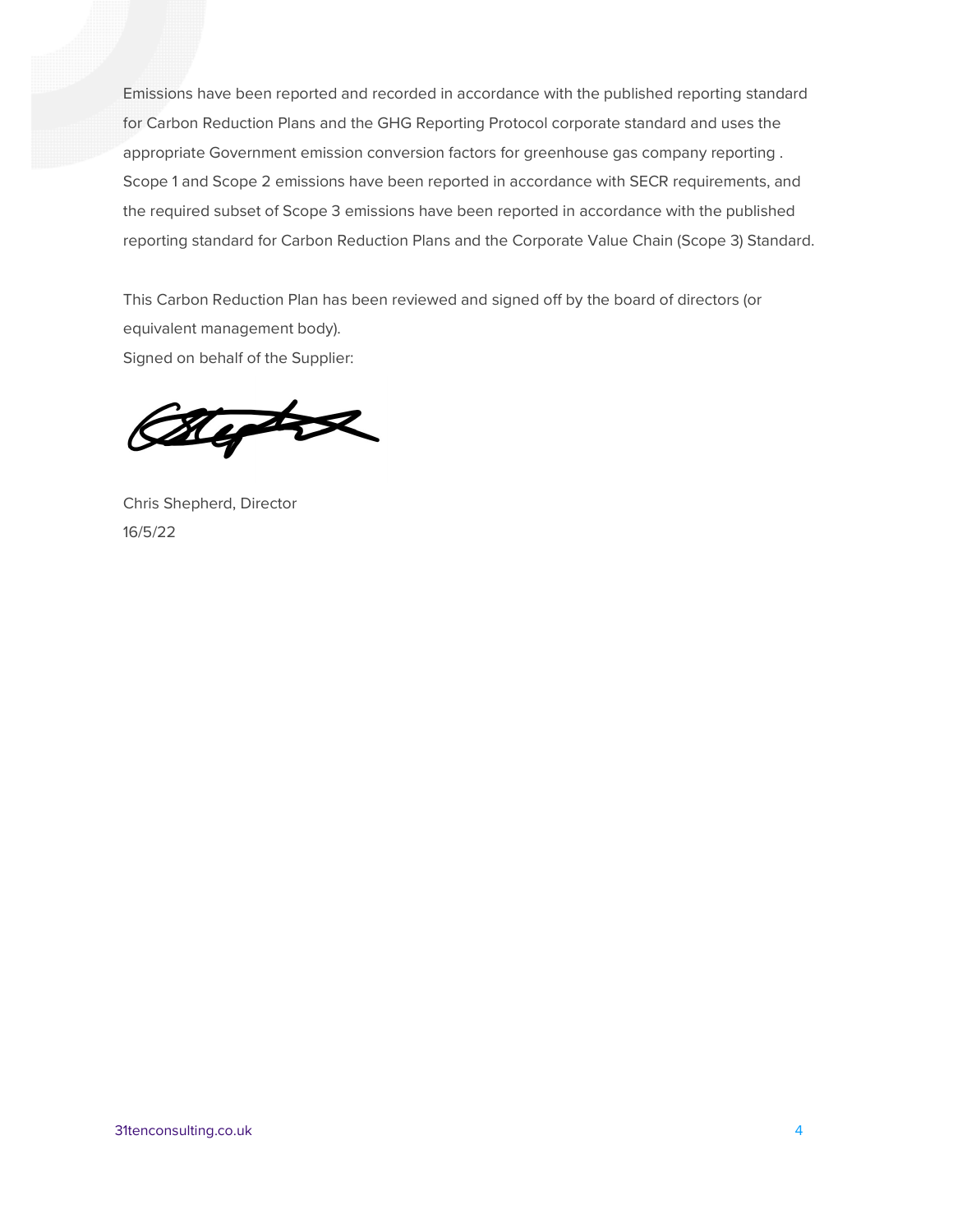Emissions have been reported and recorded in accordance with the published reporting standard for Carbon Reduction Plans and the GHG Reporting Protocol corporate standard and uses the appropriate Government emission conversion factors for greenhouse gas company reporting . Scope 1 and Scope 2 emissions have been reported in accordance with SECR requirements, and the required subset of Scope 3 emissions have been reported in accordance with the published reporting standard for Carbon Reduction Plans and the Corporate Value Chain (Scope 3) Standard.

This Carbon Reduction Plan has been reviewed and signed off by the board of directors (or equivalent management body).
Signed on behalf of the Supplier:

Chris Shepherd, Director
16/5/22